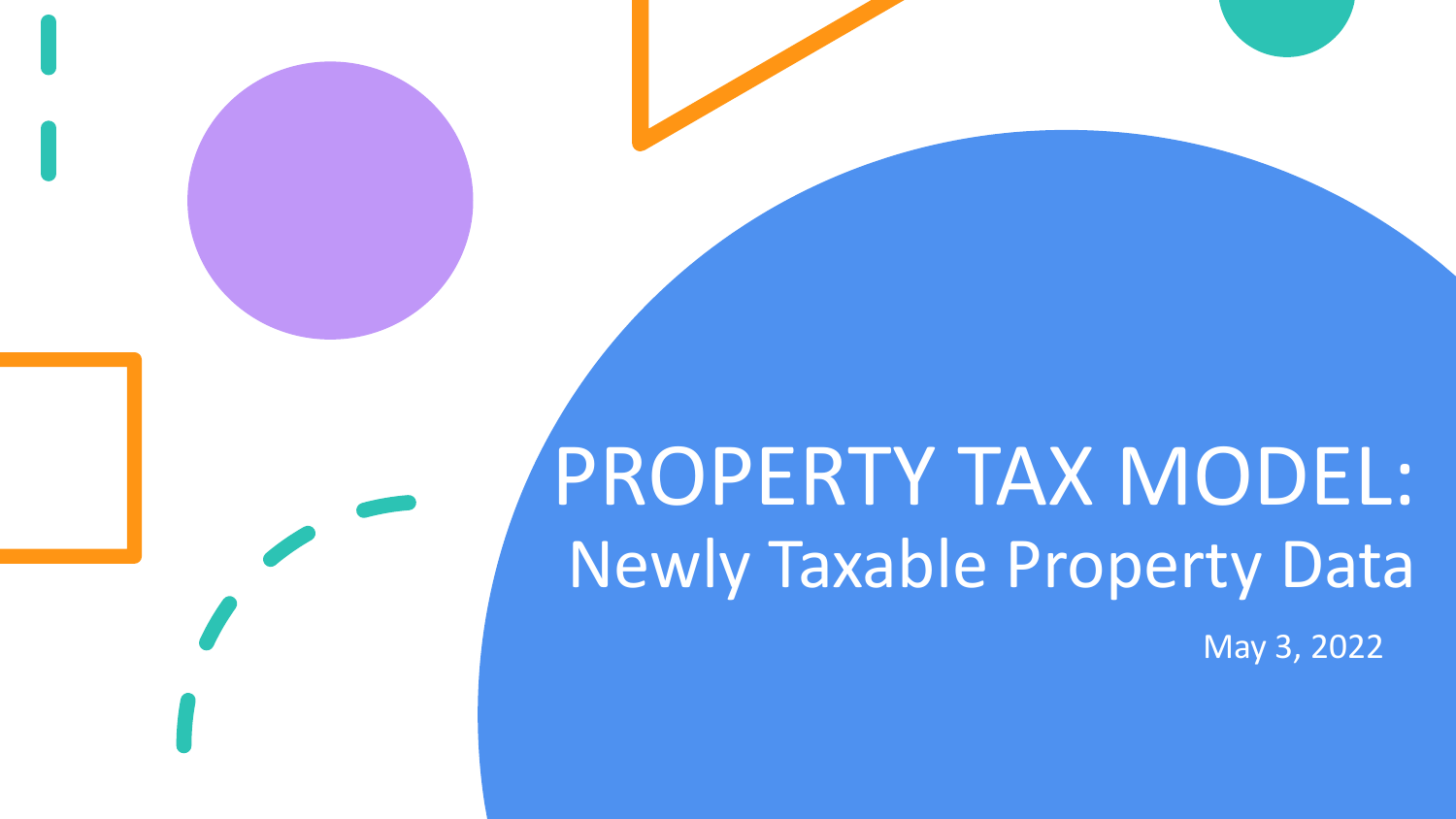# PROPERTY TAX MODEL:

## Newly Taxable Property Data

May 3, 2022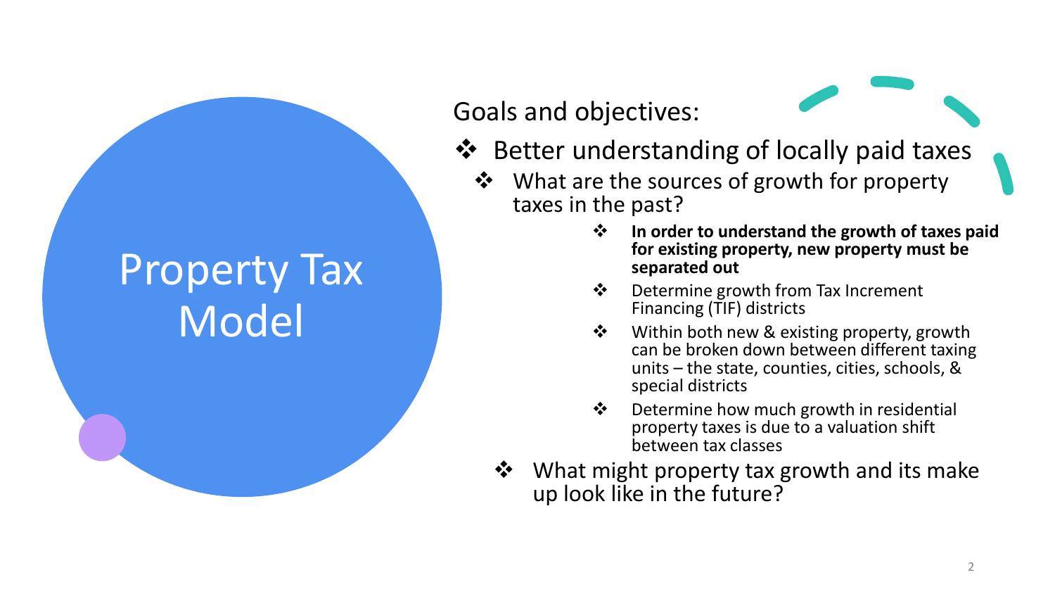# Property Tax Model

Goals and objectives:

- Better understanding of locally paid taxes
  - What are the sources of growth for property taxes in the past?
    - **In order to understand the growth of taxes paid for existing property, new property must be separated out**
    - Determine growth from Tax Increment Financing (TIF) districts
    - Within both new & existing property, growth can be broken down between different taxing units – the state, counties, cities, schools, & special districts
    - Determine how much growth in residential property taxes is due to a valuation shift between tax classes
  - What might property tax growth and its make up look like in the future?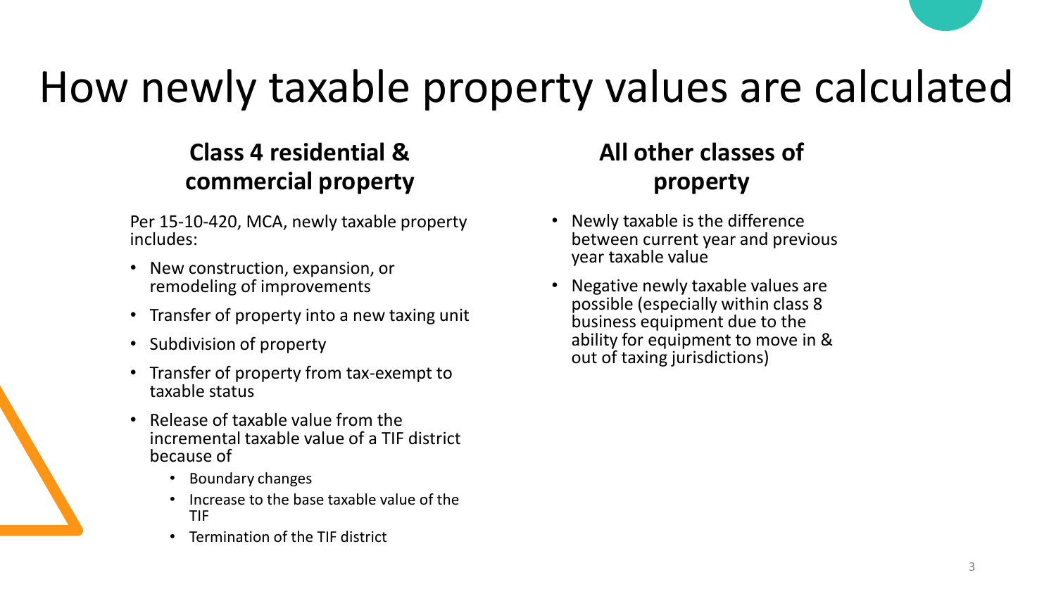# How newly taxable property values are calculated

## Class 4 residential & commercial property

Per 15-10-420, MCA, newly taxable property includes:

- New construction, expansion, or remodeling of improvements
- Transfer of property into a new taxing unit
- Subdivision of property
- Transfer of property from tax-exempt to taxable status
- Release of taxable value from the incremental taxable value of a TIF district because of
  - Boundary changes
  - Increase to the base taxable value of the TIF
  - Termination of the TIF district

## All other classes of property

- Newly taxable is the difference between current year and previous year taxable value
- Negative newly taxable values are possible (especially within class 8 business equipment due to the ability for equipment to move in & out of taxing jurisdictions)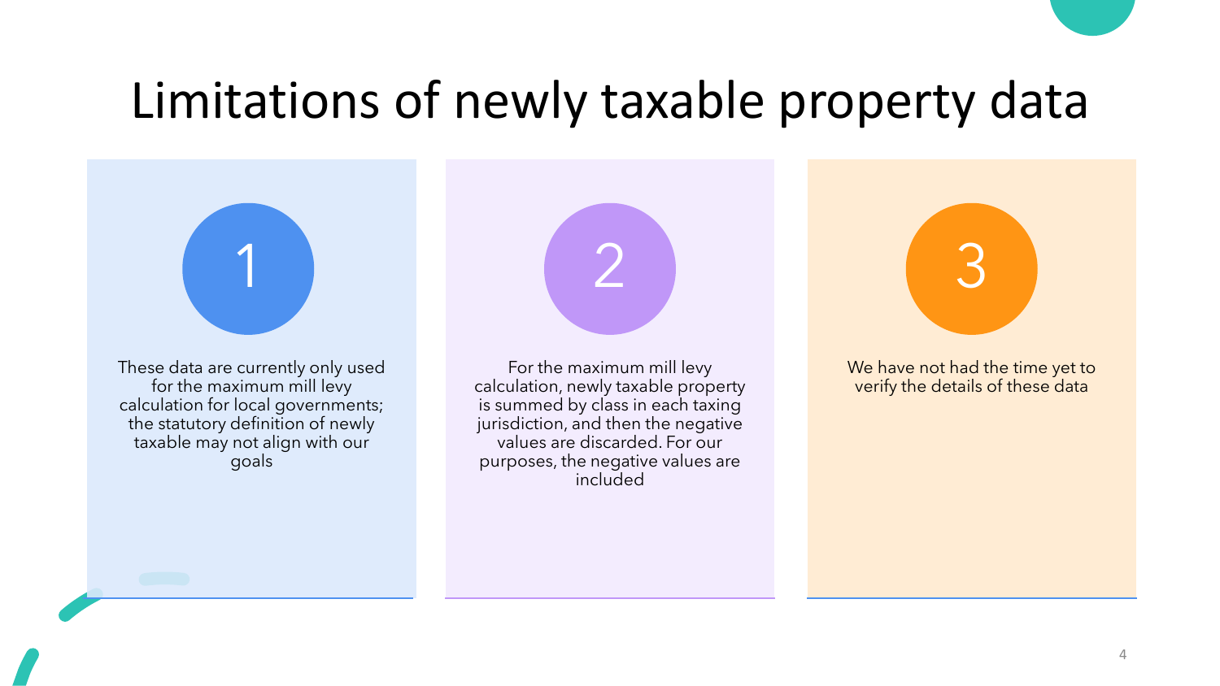# Limitations of newly taxable property data

1. These data are currently only used for the maximum mill levy calculation for local governments; the statutory definition of newly taxable may not align with our goals

2. For the maximum mill levy calculation, newly taxable property is summed by class in each taxing jurisdiction, and then the negative values are discarded. For our purposes, the negative values are included

3. We have not had the time yet to verify the details of these data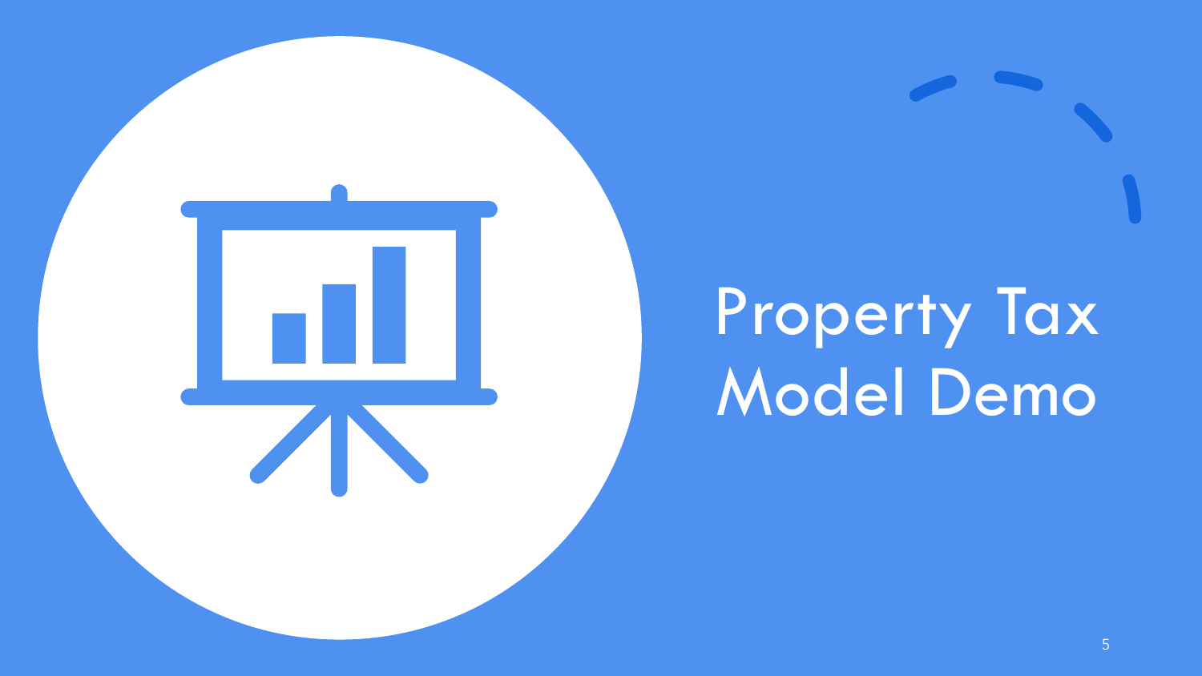# Property Tax Model Demo